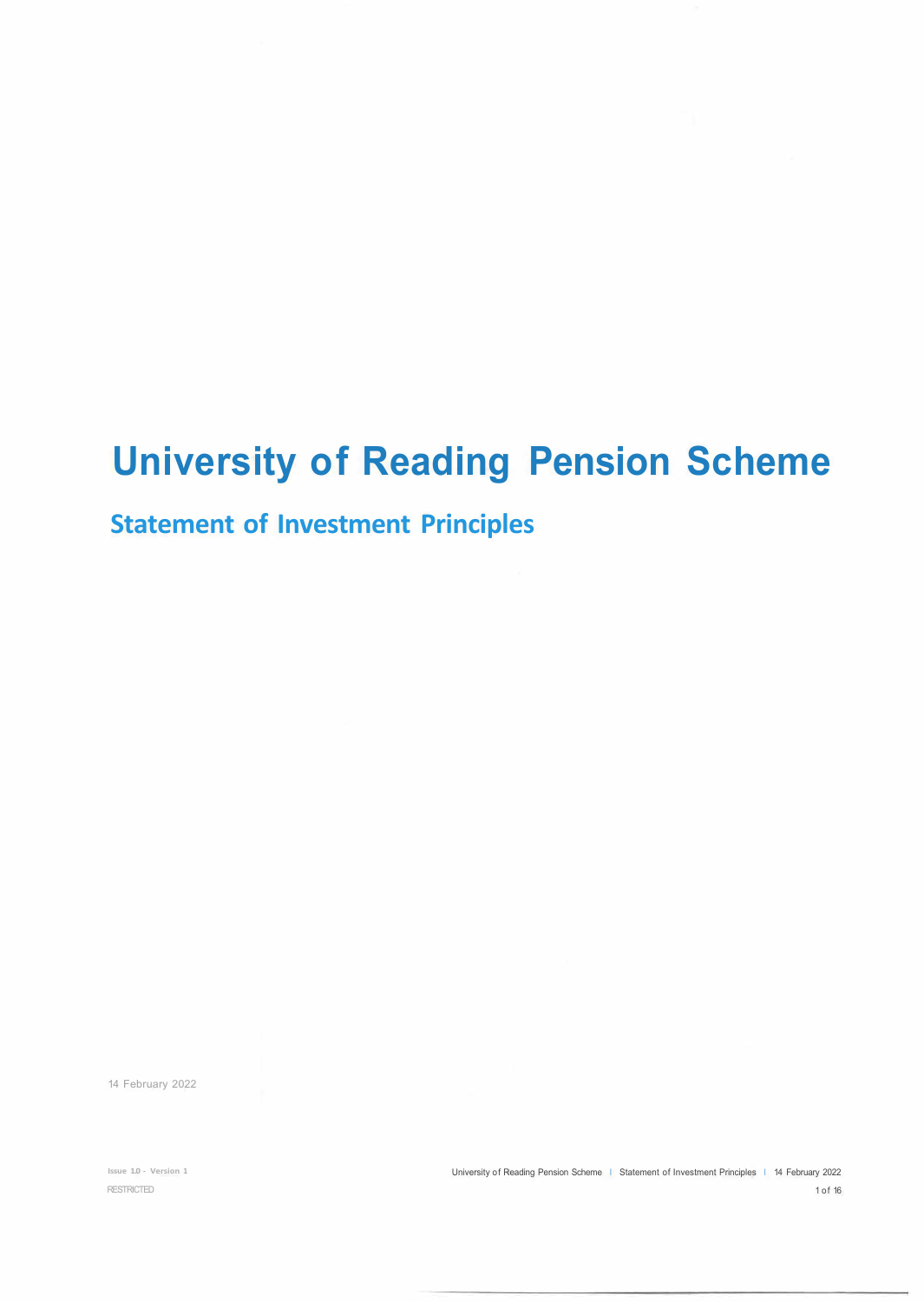# University of Reading Pension Scheme

## Statement of Investment Principles

14 February 2022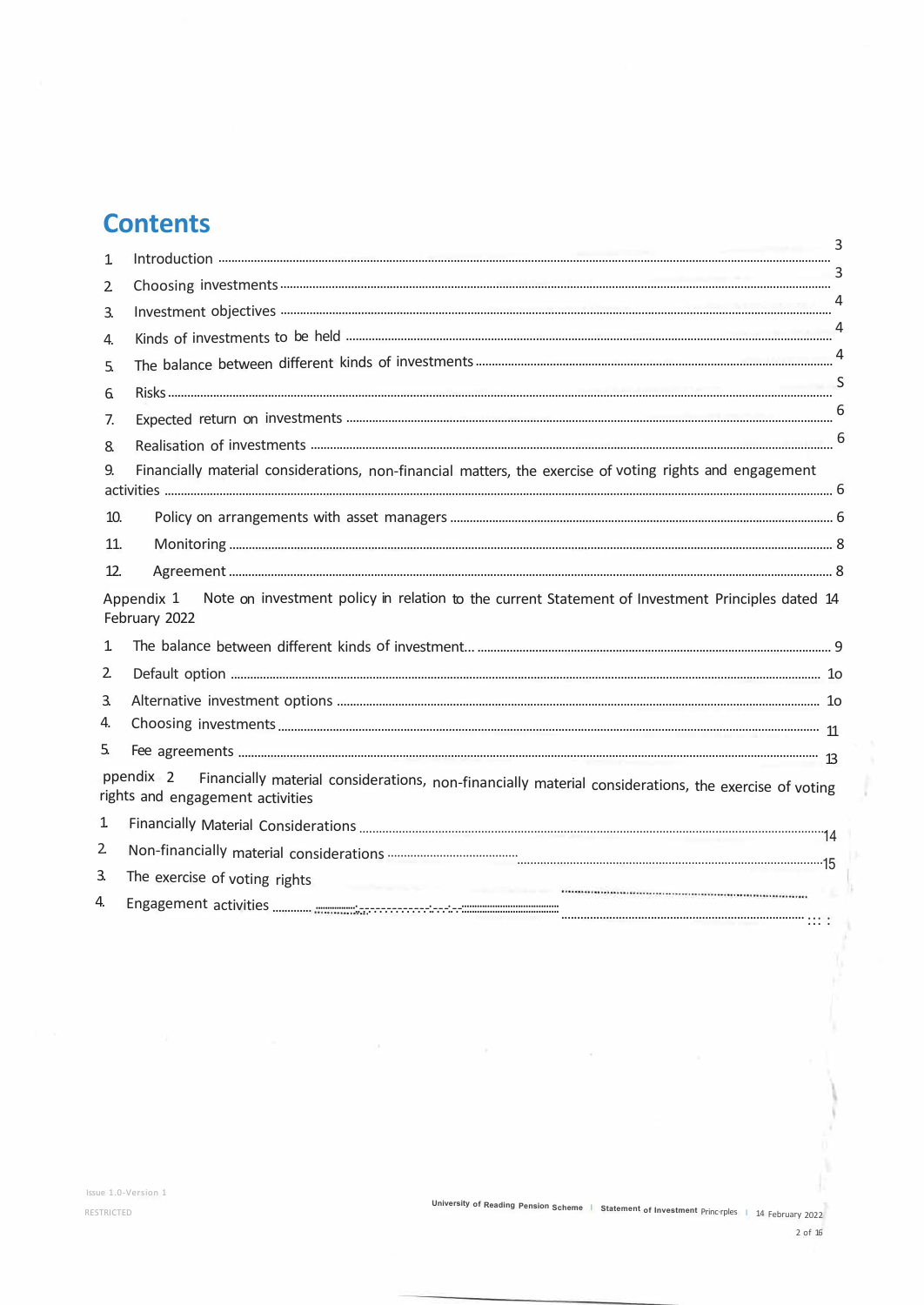# Contents

1. Introduction ........ 3
2. Choosing investments ........ 3
3. Investment objectives ........ 4
4. Kinds of investments to be held ........ 4
5. The balance between different kinds of investments ........ 4
6. Risks ........ S
7. Expected return on investments ........ 6
8. Realisation of investments ........ 6
9. Financially material considerations, non-financial matters, the exercise of voting rights and engagement activities ........ 6
10. Policy on arrangements with asset managers ........ 6
11. Monitoring ........ 8
12. Agreement ........ 8

Appendix 1 Note on investment policy in relation to the current Statement of Investment Principles dated 14 February 2022

1. The balance between different kinds of investment... ........ 9
2. Default option ........ 1o
3. Alternative investment options ........ 1o
4. Choosing investments ........ 11
5. Fee agreements ........ 13

ppendix 2 Financially material considerations, non-financially material considerations, the exercise of voting rights and engagement activities

1. Financially Material Considerations ........ 14
2. Non-financially material considerations ........ 15
3. The exercise of voting rights ........
4. Engagement activities ........ ::: :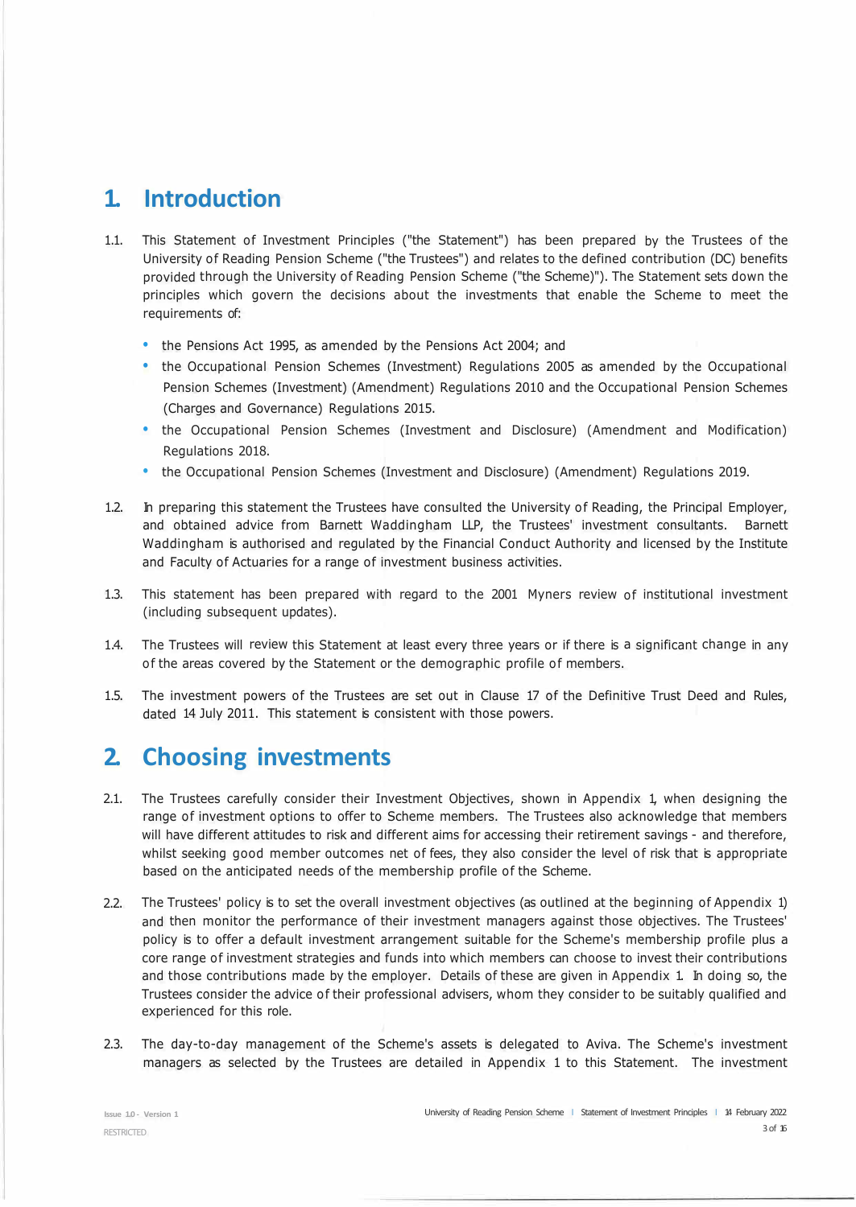# 1. Introduction

1.1. This Statement of Investment Principles ("the Statement") has been prepared by the Trustees of the University of Reading Pension Scheme ("the Trustees") and relates to the defined contribution (DC) benefits provided through the University of Reading Pension Scheme ("the Scheme)"). The Statement sets down the principles which govern the decisions about the investments that enable the Scheme to meet the requirements of:

- the Pensions Act 1995, as amended by the Pensions Act 2004; and
- the Occupational Pension Schemes (Investment) Regulations 2005 as amended by the Occupational Pension Schemes (Investment) (Amendment) Regulations 2010 and the Occupational Pension Schemes (Charges and Governance) Regulations 2015.
- the Occupational Pension Schemes (Investment and Disclosure) (Amendment and Modification) Regulations 2018.
- the Occupational Pension Schemes (Investment and Disclosure) (Amendment) Regulations 2019.

1.2. In preparing this statement the Trustees have consulted the University of Reading, the Principal Employer, and obtained advice from Barnett Waddingham LLP, the Trustees' investment consultants. Barnett Waddingham is authorised and regulated by the Financial Conduct Authority and licensed by the Institute and Faculty of Actuaries for a range of investment business activities.

1.3. This statement has been prepared with regard to the 2001 Myners review of institutional investment (including subsequent updates).

1.4. The Trustees will review this Statement at least every three years or if there is a significant change in any of the areas covered by the Statement or the demographic profile of members.

1.5. The investment powers of the Trustees are set out in Clause 17 of the Definitive Trust Deed and Rules, dated 14 July 2011. This statement is consistent with those powers.

# 2. Choosing investments

2.1. The Trustees carefully consider their Investment Objectives, shown in Appendix 1, when designing the range of investment options to offer to Scheme members. The Trustees also acknowledge that members will have different attitudes to risk and different aims for accessing their retirement savings - and therefore, whilst seeking good member outcomes net of fees, they also consider the level of risk that is appropriate based on the anticipated needs of the membership profile of the Scheme.

2.2. The Trustees' policy is to set the overall investment objectives (as outlined at the beginning of Appendix 1) and then monitor the performance of their investment managers against those objectives. The Trustees' policy is to offer a default investment arrangement suitable for the Scheme's membership profile plus a core range of investment strategies and funds into which members can choose to invest their contributions and those contributions made by the employer. Details of these are given in Appendix 1. In doing so, the Trustees consider the advice of their professional advisers, whom they consider to be suitably qualified and experienced for this role.

2.3. The day-to-day management of the Scheme's assets is delegated to Aviva. The Scheme's investment managers as selected by the Trustees are detailed in Appendix 1 to this Statement. The investment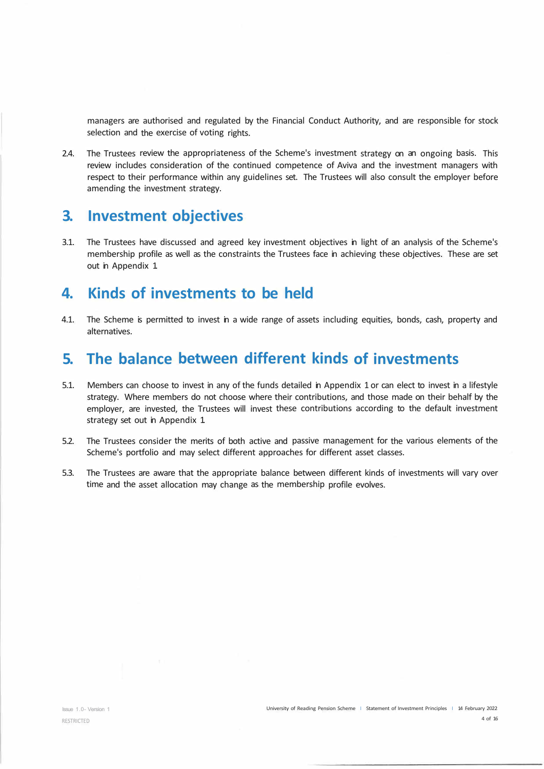managers are authorised and regulated by the Financial Conduct Authority, and are responsible for stock selection and the exercise of voting rights.

2.4. The Trustees review the appropriateness of the Scheme's investment strategy on an ongoing basis. This review includes consideration of the continued competence of Aviva and the investment managers with respect to their performance within any guidelines set. The Trustees will also consult the employer before amending the investment strategy.

## 3. Investment objectives

3.1. The Trustees have discussed and agreed key investment objectives in light of an analysis of the Scheme's membership profile as well as the constraints the Trustees face in achieving these objectives. These are set out in Appendix 1.

## 4. Kinds of investments to be held

4.1. The Scheme is permitted to invest in a wide range of assets including equities, bonds, cash, property and alternatives.

## 5. The balance between different kinds of investments

5.1. Members can choose to invest in any of the funds detailed in Appendix 1 or can elect to invest in a lifestyle strategy. Where members do not choose where their contributions, and those made on their behalf by the employer, are invested, the Trustees will invest these contributions according to the default investment strategy set out in Appendix 1.

5.2. The Trustees consider the merits of both active and passive management for the various elements of the Scheme's portfolio and may select different approaches for different asset classes.

5.3. The Trustees are aware that the appropriate balance between different kinds of investments will vary over time and the asset allocation may change as the membership profile evolves.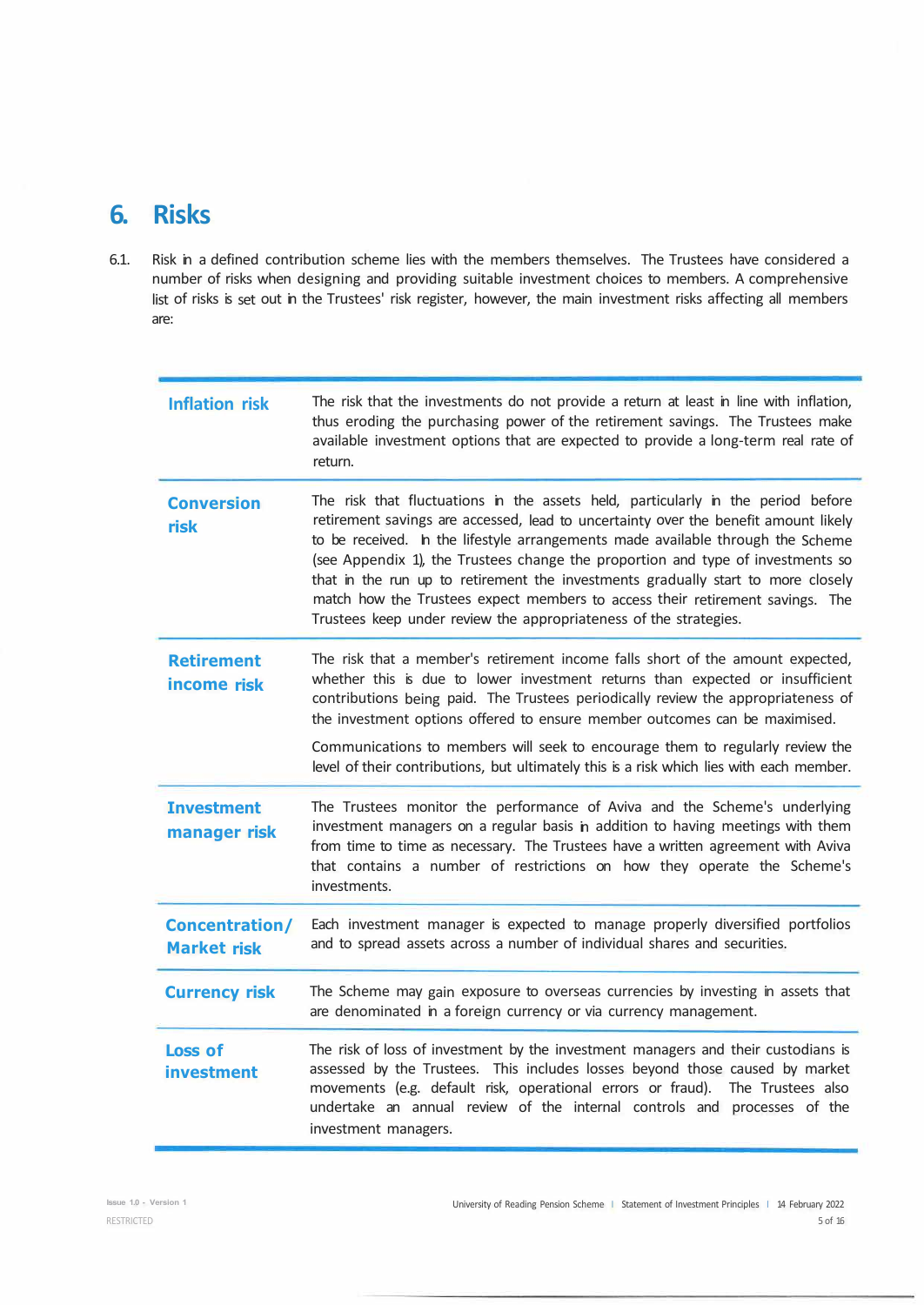# 6. Risks

6.1. Risk in a defined contribution scheme lies with the members themselves. The Trustees have considered a number of risks when designing and providing suitable investment choices to members. A comprehensive list of risks is set out in the Trustees' risk register, however, the main investment risks affecting all members are:

| | |
|---|---|
| **Inflation risk** | The risk that the investments do not provide a return at least in line with inflation, thus eroding the purchasing power of the retirement savings. The Trustees make available investment options that are expected to provide a long-term real rate of return. |
| **Conversion risk** | The risk that fluctuations in the assets held, particularly in the period before retirement savings are accessed, lead to uncertainty over the benefit amount likely to be received. In the lifestyle arrangements made available through the Scheme (see Appendix 1), the Trustees change the proportion and type of investments so that in the run up to retirement the investments gradually start to more closely match how the Trustees expect members to access their retirement savings. The Trustees keep under review the appropriateness of the strategies. |
| **Retirement income risk** | The risk that a member's retirement income falls short of the amount expected, whether this is due to lower investment returns than expected or insufficient contributions being paid. The Trustees periodically review the appropriateness of the investment options offered to ensure member outcomes can be maximised.<br><br>Communications to members will seek to encourage them to regularly review the level of their contributions, but ultimately this is a risk which lies with each member. |
| **Investment manager risk** | The Trustees monitor the performance of Aviva and the Scheme's underlying investment managers on a regular basis in addition to having meetings with them from time to time as necessary. The Trustees have a written agreement with Aviva that contains a number of restrictions on how they operate the Scheme's investments. |
| **Concentration/ Market risk** | Each investment manager is expected to manage properly diversified portfolios and to spread assets across a number of individual shares and securities. |
| **Currency risk** | The Scheme may gain exposure to overseas currencies by investing in assets that are denominated in a foreign currency or via currency management. |
| **Loss of investment** | The risk of loss of investment by the investment managers and their custodians is assessed by the Trustees. This includes losses beyond those caused by market movements (e.g. default risk, operational errors or fraud). The Trustees also undertake an annual review of the internal controls and processes of the investment managers. |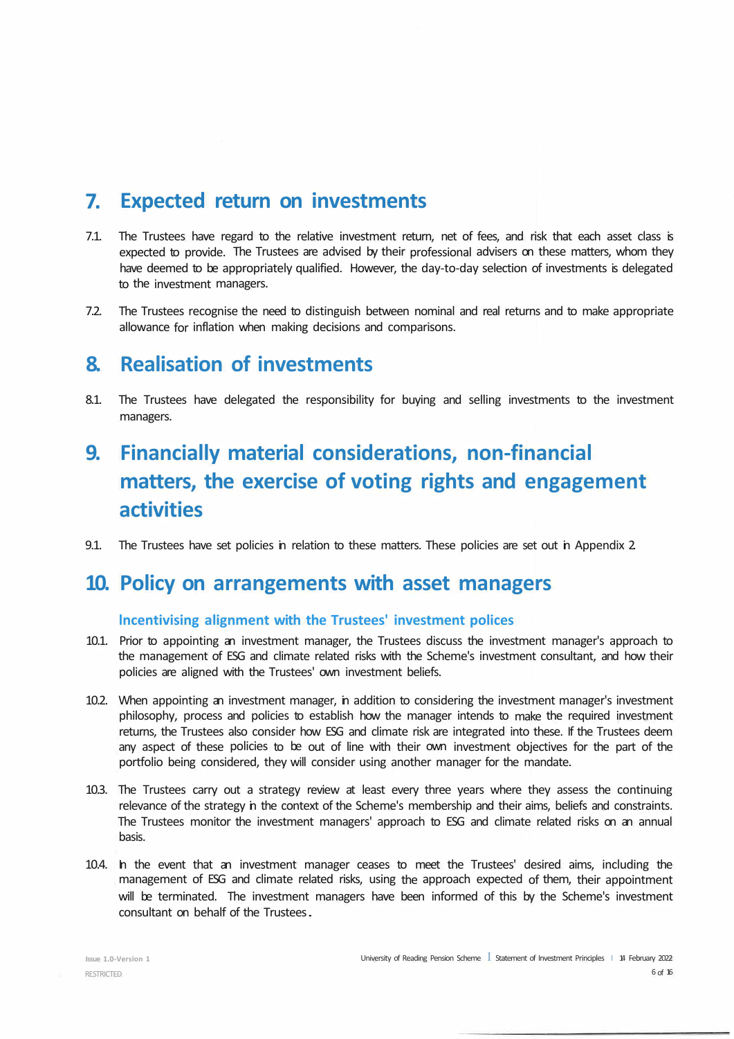## 7. Expected return on investments

7.1. The Trustees have regard to the relative investment return, net of fees, and risk that each asset class is expected to provide. The Trustees are advised by their professional advisers on these matters, whom they have deemed to be appropriately qualified. However, the day-to-day selection of investments is delegated to the investment managers.

7.2. The Trustees recognise the need to distinguish between nominal and real returns and to make appropriate allowance for inflation when making decisions and comparisons.

## 8. Realisation of investments

8.1. The Trustees have delegated the responsibility for buying and selling investments to the investment managers.

## 9. Financially material considerations, non-financial matters, the exercise of voting rights and engagement activities

9.1. The Trustees have set policies in relation to these matters. These policies are set out in Appendix 2.

## 10. Policy on arrangements with asset managers

### Incentivising alignment with the Trustees' investment polices

10.1. Prior to appointing an investment manager, the Trustees discuss the investment manager's approach to the management of ESG and climate related risks with the Scheme's investment consultant, and how their policies are aligned with the Trustees' own investment beliefs.

10.2. When appointing an investment manager, in addition to considering the investment manager's investment philosophy, process and policies to establish how the manager intends to make the required investment returns, the Trustees also consider how ESG and climate risk are integrated into these. If the Trustees deem any aspect of these policies to be out of line with their own investment objectives for the part of the portfolio being considered, they will consider using another manager for the mandate.

10.3. The Trustees carry out a strategy review at least every three years where they assess the continuing relevance of the strategy in the context of the Scheme's membership and their aims, beliefs and constraints. The Trustees monitor the investment managers' approach to ESG and climate related risks on an annual basis.

10.4. In the event that an investment manager ceases to meet the Trustees' desired aims, including the management of ESG and climate related risks, using the approach expected of them, their appointment will be terminated. The investment managers have been informed of this by the Scheme's investment consultant on behalf of the Trustees.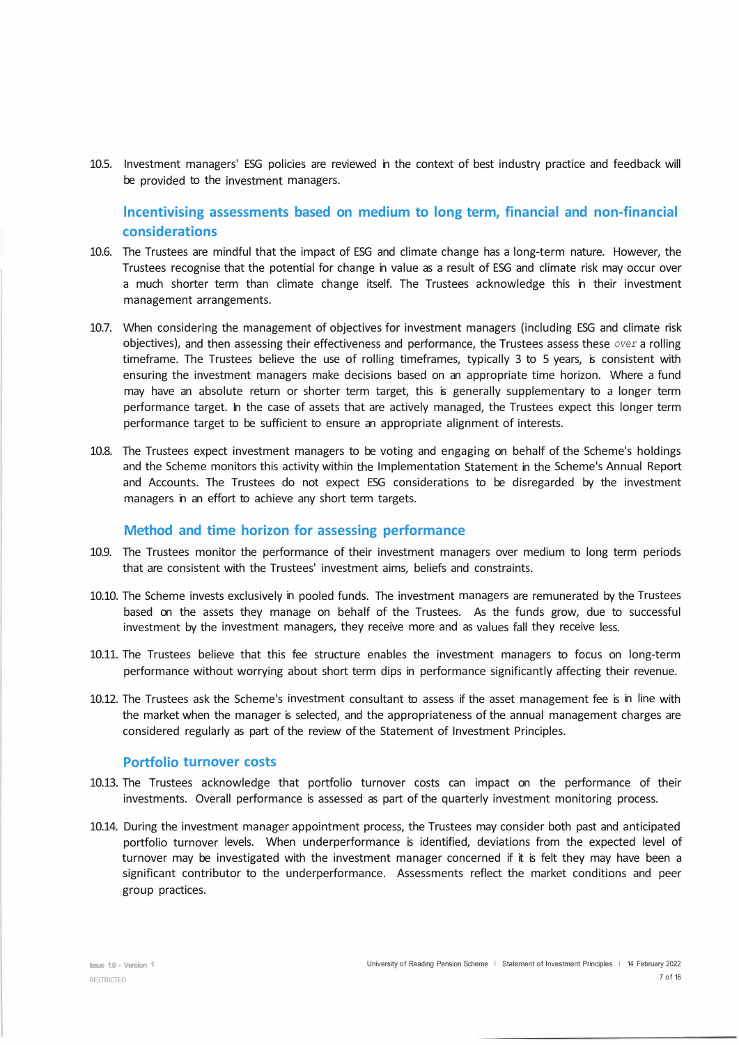10.5. Investment managers' ESG policies are reviewed in the context of best industry practice and feedback will be provided to the investment managers.

### Incentivising assessments based on medium to long term, financial and non-financial considerations

10.6. The Trustees are mindful that the impact of ESG and climate change has a long-term nature. However, the Trustees recognise that the potential for change in value as a result of ESG and climate risk may occur over a much shorter term than climate change itself. The Trustees acknowledge this in their investment management arrangements.

10.7. When considering the management of objectives for investment managers (including ESG and climate risk objectives), and then assessing their effectiveness and performance, the Trustees assess these over a rolling timeframe. The Trustees believe the use of rolling timeframes, typically 3 to 5 years, is consistent with ensuring the investment managers make decisions based on an appropriate time horizon. Where a fund may have an absolute return or shorter term target, this is generally supplementary to a longer term performance target. In the case of assets that are actively managed, the Trustees expect this longer term performance target to be sufficient to ensure an appropriate alignment of interests.

10.8. The Trustees expect investment managers to be voting and engaging on behalf of the Scheme's holdings and the Scheme monitors this activity within the Implementation Statement in the Scheme's Annual Report and Accounts. The Trustees do not expect ESG considerations to be disregarded by the investment managers in an effort to achieve any short term targets.

### Method and time horizon for assessing performance

10.9. The Trustees monitor the performance of their investment managers over medium to long term periods that are consistent with the Trustees' investment aims, beliefs and constraints.

10.10. The Scheme invests exclusively in pooled funds. The investment managers are remunerated by the Trustees based on the assets they manage on behalf of the Trustees. As the funds grow, due to successful investment by the investment managers, they receive more and as values fall they receive less.

10.11. The Trustees believe that this fee structure enables the investment managers to focus on long-term performance without worrying about short term dips in performance significantly affecting their revenue.

10.12. The Trustees ask the Scheme's investment consultant to assess if the asset management fee is in line with the market when the manager is selected, and the appropriateness of the annual management charges are considered regularly as part of the review of the Statement of Investment Principles.

### Portfolio turnover costs

10.13. The Trustees acknowledge that portfolio turnover costs can impact on the performance of their investments. Overall performance is assessed as part of the quarterly investment monitoring process.

10.14. During the investment manager appointment process, the Trustees may consider both past and anticipated portfolio turnover levels. When underperformance is identified, deviations from the expected level of turnover may be investigated with the investment manager concerned if it is felt they may have been a significant contributor to the underperformance. Assessments reflect the market conditions and peer group practices.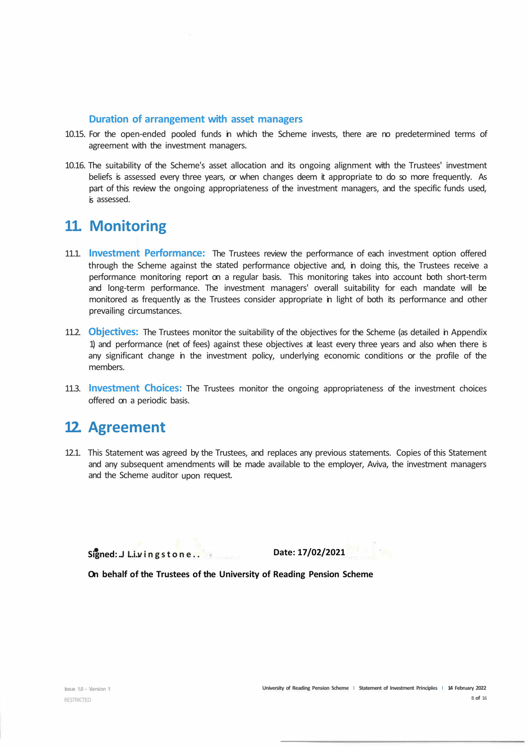### Duration of arrangement with asset managers

10.15. For the open-ended pooled funds in which the Scheme invests, there are no predetermined terms of agreement with the investment managers.

10.16. The suitability of the Scheme's asset allocation and its ongoing alignment with the Trustees' investment beliefs is assessed every three years, or when changes deem it appropriate to do so more frequently. As part of this review the ongoing appropriateness of the investment managers, and the specific funds used, is assessed.

## 11. Monitoring

11.1. **Investment Performance:** The Trustees review the performance of each investment option offered through the Scheme against the stated performance objective and, in doing this, the Trustees receive a performance monitoring report on a regular basis. This monitoring takes into account both short-term and long-term performance. The investment managers' overall suitability for each mandate will be monitored as frequently as the Trustees consider appropriate in light of both its performance and other prevailing circumstances.

11.2. **Objectives:** The Trustees monitor the suitability of the objectives for the Scheme (as detailed in Appendix 1) and performance (net of fees) against these objectives at least every three years and also when there is any significant change in the investment policy, underlying economic conditions or the profile of the members.

11.3. **Investment Choices:** The Trustees monitor the ongoing appropriateness of the investment choices offered on a periodic basis.

## 12. Agreement

12.1. This Statement was agreed by the Trustees, and replaces any previous statements. Copies of this Statement and any subsequent amendments will be made available to the employer, Aviva, the investment managers and the Scheme auditor upon request.

**Signed:** J Livingstone.. **Date: 17/02/2021**

**On behalf of the Trustees of the University of Reading Pension Scheme**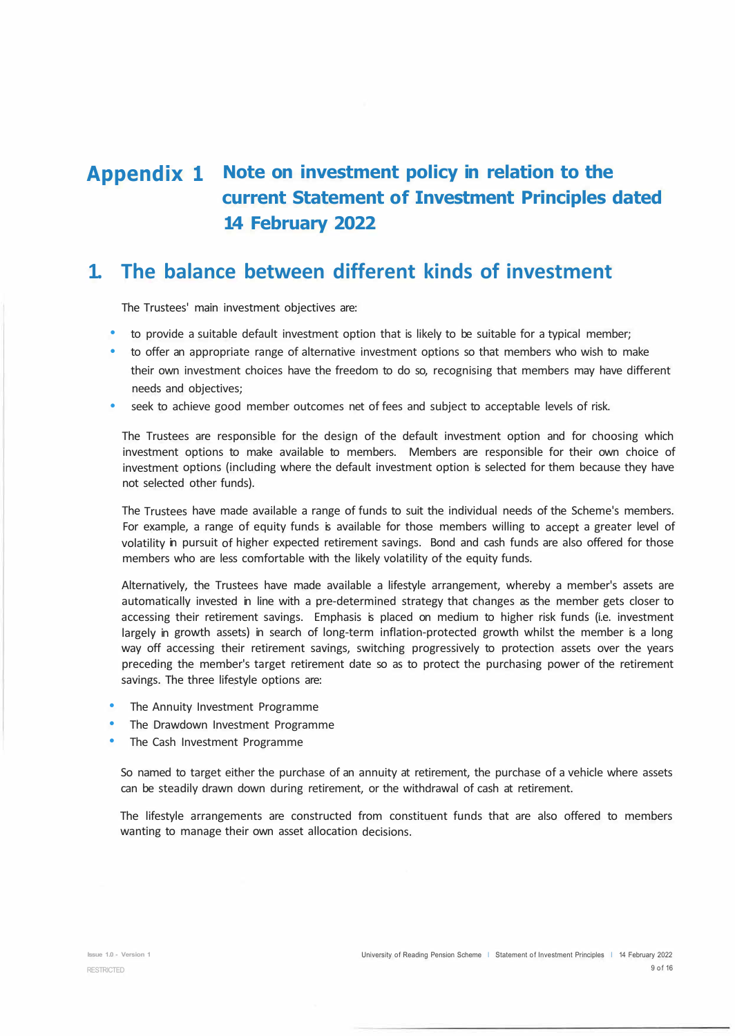# Appendix 1 Note on investment policy in relation to the current Statement of Investment Principles dated 14 February 2022

## 1. The balance between different kinds of investment

The Trustees' main investment objectives are:

- to provide a suitable default investment option that is likely to be suitable for a typical member;
- to offer an appropriate range of alternative investment options so that members who wish to make their own investment choices have the freedom to do so, recognising that members may have different needs and objectives;
- seek to achieve good member outcomes net of fees and subject to acceptable levels of risk.

The Trustees are responsible for the design of the default investment option and for choosing which investment options to make available to members. Members are responsible for their own choice of investment options (including where the default investment option is selected for them because they have not selected other funds).

The Trustees have made available a range of funds to suit the individual needs of the Scheme's members. For example, a range of equity funds is available for those members willing to accept a greater level of volatility in pursuit of higher expected retirement savings. Bond and cash funds are also offered for those members who are less comfortable with the likely volatility of the equity funds.

Alternatively, the Trustees have made available a lifestyle arrangement, whereby a member's assets are automatically invested in line with a pre-determined strategy that changes as the member gets closer to accessing their retirement savings. Emphasis is placed on medium to higher risk funds (i.e. investment largely in growth assets) in search of long-term inflation-protected growth whilst the member is a long way off accessing their retirement savings, switching progressively to protection assets over the years preceding the member's target retirement date so as to protect the purchasing power of the retirement savings. The three lifestyle options are:

- The Annuity Investment Programme
- The Drawdown Investment Programme
- The Cash Investment Programme

So named to target either the purchase of an annuity at retirement, the purchase of a vehicle where assets can be steadily drawn down during retirement, or the withdrawal of cash at retirement.

The lifestyle arrangements are constructed from constituent funds that are also offered to members wanting to manage their own asset allocation decisions.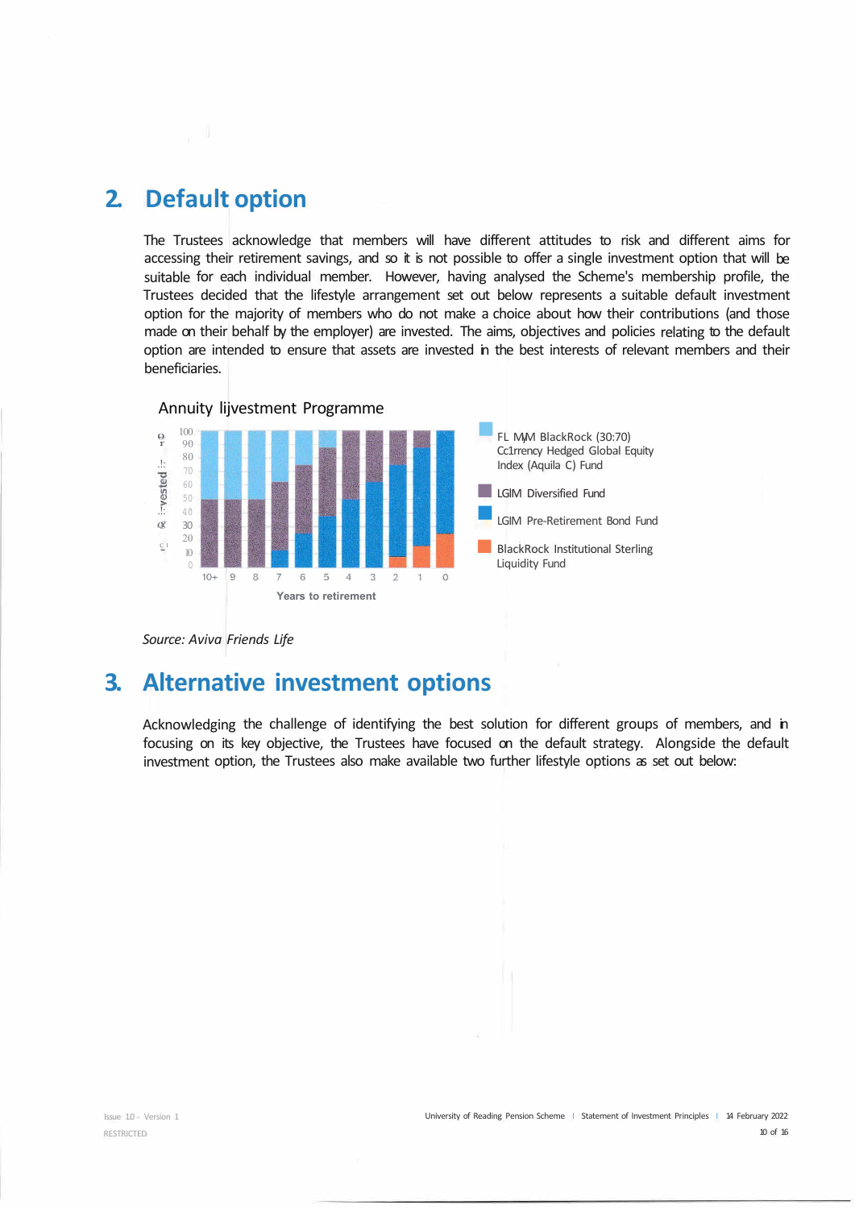## 2. Default option

The Trustees acknowledge that members will have different attitudes to risk and different aims for accessing their retirement savings, and so it is not possible to offer a single investment option that will be suitable for each individual member. However, having analysed the Scheme's membership profile, the Trustees decided that the lifestyle arrangement set out below represents a suitable default investment option for the majority of members who do not make a choice about how their contributions (and those made on their behalf by the employer) are invested. The aims, objectives and policies relating to the default option are intended to ensure that assets are invested in the best interests of relevant members and their beneficiaries.

Annuity Investment Programme

- FL MM BlackRock (30:70) Currency Hedged Global Equity Index (Aquila C) Fund
- LGIM Diversified Fund
- LGIM Pre-Retirement Bond Fund
- BlackRock Institutional Sterling Liquidity Fund

Years to retirement

*Source: Aviva Friends Life*

## 3. Alternative investment options

Acknowledging the challenge of identifying the best solution for different groups of members, and in focusing on its key objective, the Trustees have focused on the default strategy. Alongside the default investment option, the Trustees also make available two further lifestyle options as set out below: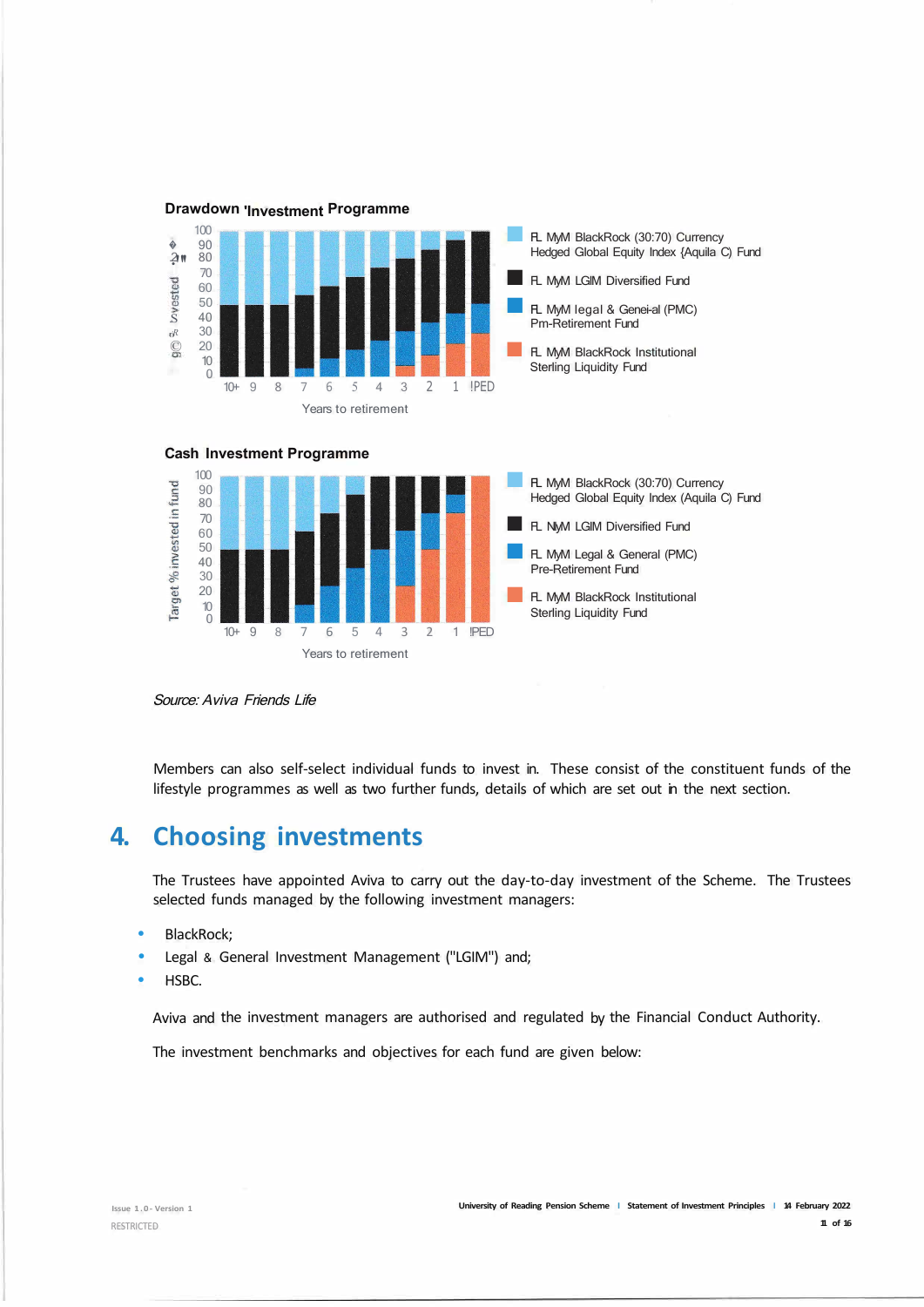**Drawdown Investment Programme**

- FL MyM BlackRock (30:70) Currency Hedged Global Equity Index (Aquila C) Fund
- FL MyM LGIM Diversified Fund
- FL MyM Legal & General (PMC) Pre-Retirement Fund
- FL MyM BlackRock Institutional Sterling Liquidity Fund

Years to retirement: 10+, 9, 8, 7, 6, 5, 4, 3, 2, 1, PED

**Cash Investment Programme**

- FL MyM BlackRock (30:70) Currency Hedged Global Equity Index (Aquila C) Fund
- FL MyM LGIM Diversified Fund
- FL MyM Legal & General (PMC) Pre-Retirement Fund
- FL MyM BlackRock Institutional Sterling Liquidity Fund

Target % invested in fund

Years to retirement: 10+, 9, 8, 7, 6, 5, 4, 3, 2, 1, PED

*Source: Aviva Friends Life*

Members can also self-select individual funds to invest in. These consist of the constituent funds of the lifestyle programmes as well as two further funds, details of which are set out in the next section.

# 4. Choosing investments

The Trustees have appointed Aviva to carry out the day-to-day investment of the Scheme. The Trustees selected funds managed by the following investment managers:

- BlackRock;
- Legal & General Investment Management ("LGIM") and;
- HSBC.

Aviva and the investment managers are authorised and regulated by the Financial Conduct Authority.

The investment benchmarks and objectives for each fund are given below: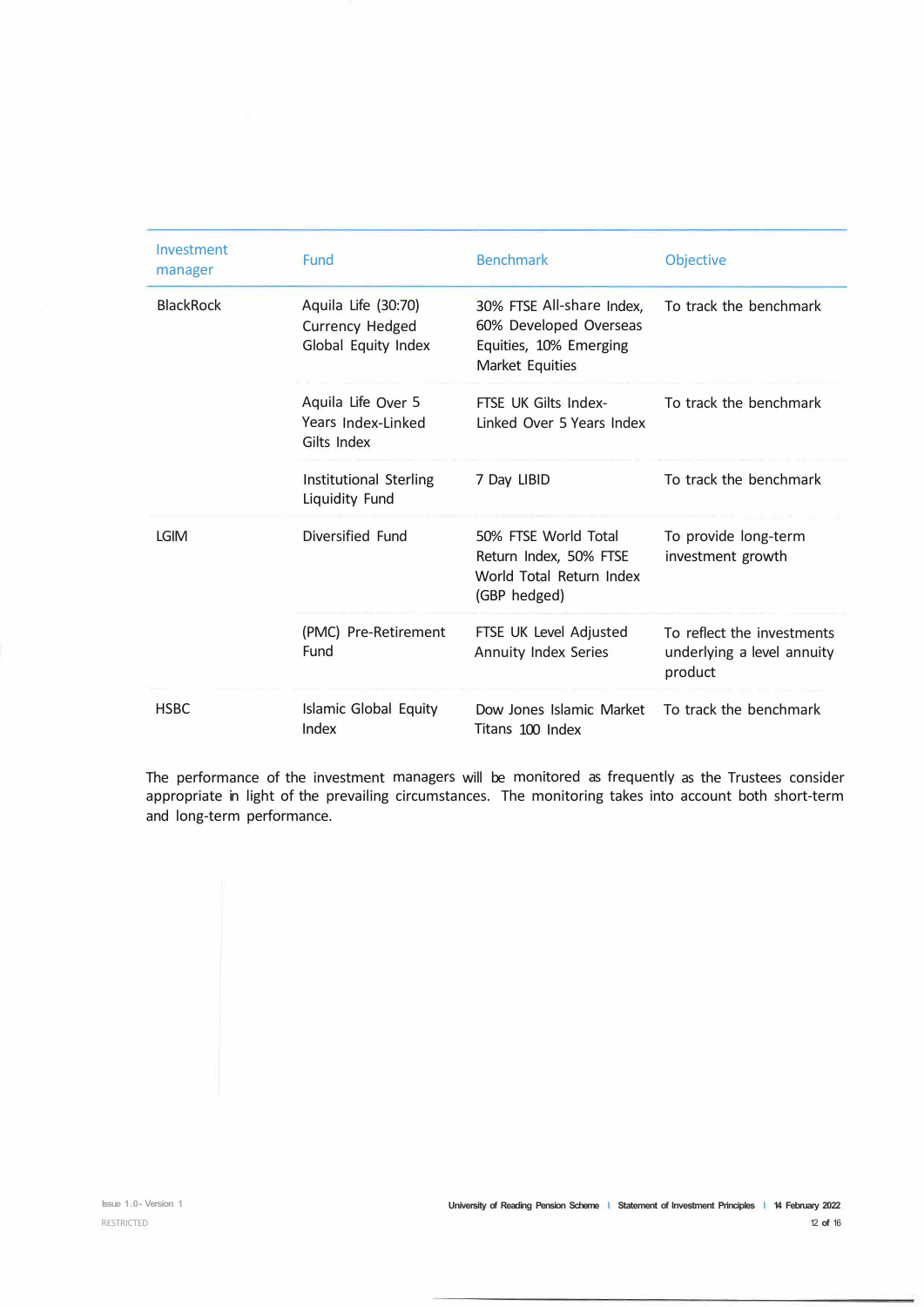| Investment manager | Fund | Benchmark | Objective |
|---|---|---|---|
| BlackRock | Aquila Life (30:70) Currency Hedged Global Equity Index | 30% FTSE All-share Index, 60% Developed Overseas Equities, 10% Emerging Market Equities | To track the benchmark |
| | Aquila Life Over 5 Years Index-Linked Gilts Index | FTSE UK Gilts Index-Linked Over 5 Years Index | To track the benchmark |
| | Institutional Sterling Liquidity Fund | 7 Day LIBID | To track the benchmark |
| LGIM | Diversified Fund | 50% FTSE World Total Return Index, 50% FTSE World Total Return Index (GBP hedged) | To provide long-term investment growth |
| | (PMC) Pre-Retirement Fund | FTSE UK Level Adjusted Annuity Index Series | To reflect the investments underlying a level annuity product |
| HSBC | Islamic Global Equity Index | Dow Jones Islamic Market Titans 100 Index | To track the benchmark |

The performance of the investment managers will be monitored as frequently as the Trustees consider appropriate in light of the prevailing circumstances. The monitoring takes into account both short-term and long-term performance.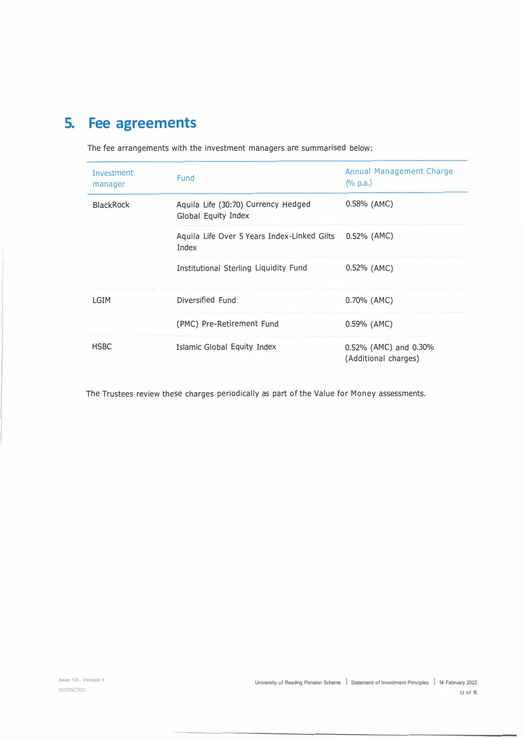# 5. Fee agreements

The fee arrangements with the investment managers are summarised below:

| Investment manager | Fund | Annual Management Charge (% p.a.) |
|---|---|---|
| BlackRock | Aquila Life (30:70) Currency Hedged Global Equity Index | 0.58% (AMC) |
| | Aquila Life Over 5 Years Index-Linked Gilts Index | 0.52% (AMC) |
| | Institutional Sterling Liquidity Fund | 0.52% (AMC) |
| LGIM | Diversified Fund | 0.70% (AMC) |
| | (PMC) Pre-Retirement Fund | 0.59% (AMC) |
| HSBC | Islamic Global Equity Index | 0.52% (AMC) and 0.30% (Additional charges) |

The Trustees review these charges periodically as part of the Value for Money assessments.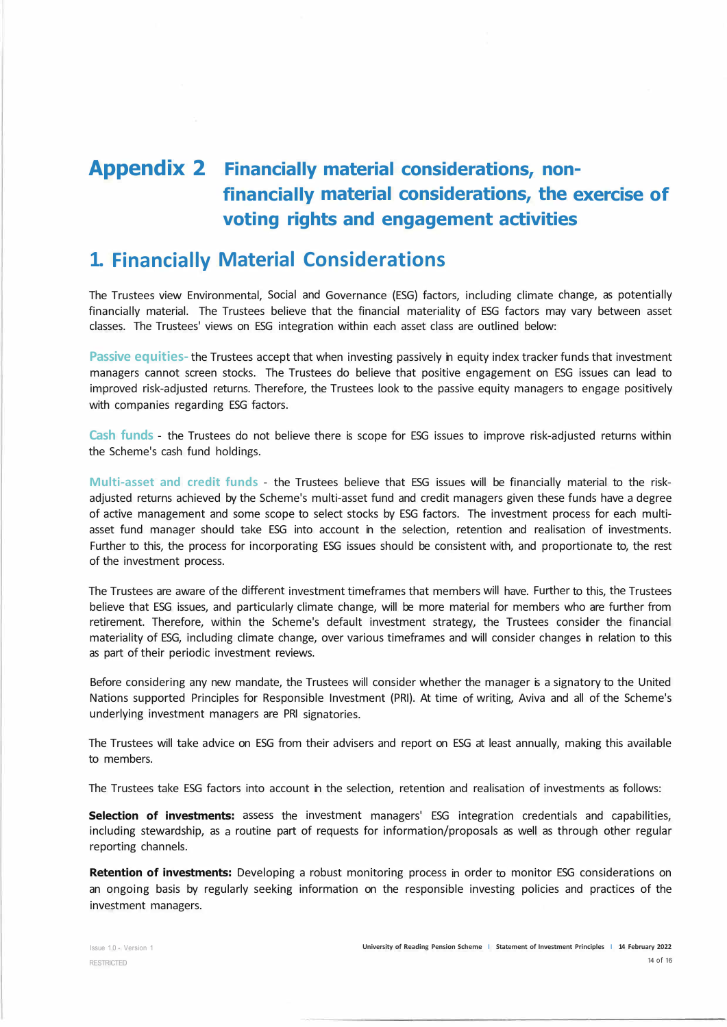# Appendix 2 Financially material considerations, non-financially material considerations, the exercise of voting rights and engagement activities

## 1. Financially Material Considerations

The Trustees view Environmental, Social and Governance (ESG) factors, including climate change, as potentially financially material. The Trustees believe that the financial materiality of ESG factors may vary between asset classes. The Trustees' views on ESG integration within each asset class are outlined below:

**Passive equities**- the Trustees accept that when investing passively in equity index tracker funds that investment managers cannot screen stocks. The Trustees do believe that positive engagement on ESG issues can lead to improved risk-adjusted returns. Therefore, the Trustees look to the passive equity managers to engage positively with companies regarding ESG factors.

**Cash funds** - the Trustees do not believe there is scope for ESG issues to improve risk-adjusted returns within the Scheme's cash fund holdings.

**Multi-asset and credit funds** - the Trustees believe that ESG issues will be financially material to the risk-adjusted returns achieved by the Scheme's multi-asset fund and credit managers given these funds have a degree of active management and some scope to select stocks by ESG factors. The investment process for each multi-asset fund manager should take ESG into account in the selection, retention and realisation of investments. Further to this, the process for incorporating ESG issues should be consistent with, and proportionate to, the rest of the investment process.

The Trustees are aware of the different investment timeframes that members will have. Further to this, the Trustees believe that ESG issues, and particularly climate change, will be more material for members who are further from retirement. Therefore, within the Scheme's default investment strategy, the Trustees consider the financial materiality of ESG, including climate change, over various timeframes and will consider changes in relation to this as part of their periodic investment reviews.

Before considering any new mandate, the Trustees will consider whether the manager is a signatory to the United Nations supported Principles for Responsible Investment (PRI). At time of writing, Aviva and all of the Scheme's underlying investment managers are PRI signatories.

The Trustees will take advice on ESG from their advisers and report on ESG at least annually, making this available to members.

The Trustees take ESG factors into account in the selection, retention and realisation of investments as follows:

**Selection of investments:** assess the investment managers' ESG integration credentials and capabilities, including stewardship, as a routine part of requests for information/proposals as well as through other regular reporting channels.

**Retention of investments:** Developing a robust monitoring process in order to monitor ESG considerations on an ongoing basis by regularly seeking information on the responsible investing policies and practices of the investment managers.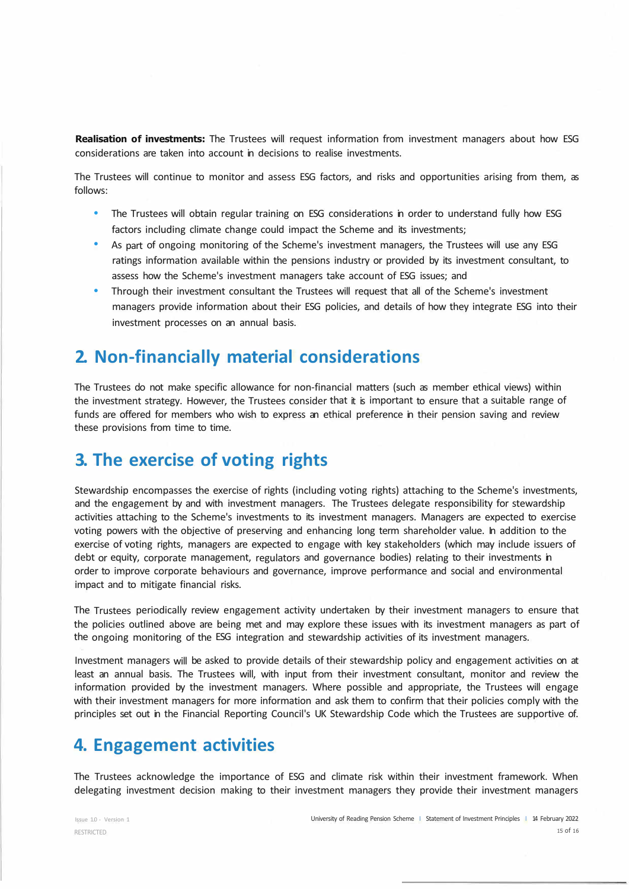**Realisation of investments:** The Trustees will request information from investment managers about how ESG considerations are taken into account in decisions to realise investments.

The Trustees will continue to monitor and assess ESG factors, and risks and opportunities arising from them, as follows:

- The Trustees will obtain regular training on ESG considerations in order to understand fully how ESG factors including climate change could impact the Scheme and its investments;
- As part of ongoing monitoring of the Scheme's investment managers, the Trustees will use any ESG ratings information available within the pensions industry or provided by its investment consultant, to assess how the Scheme's investment managers take account of ESG issues; and
- Through their investment consultant the Trustees will request that all of the Scheme's investment managers provide information about their ESG policies, and details of how they integrate ESG into their investment processes on an annual basis.

## 2. Non-financially material considerations

The Trustees do not make specific allowance for non-financial matters (such as member ethical views) within the investment strategy. However, the Trustees consider that it is important to ensure that a suitable range of funds are offered for members who wish to express an ethical preference in their pension saving and review these provisions from time to time.

## 3. The exercise of voting rights

Stewardship encompasses the exercise of rights (including voting rights) attaching to the Scheme's investments, and the engagement by and with investment managers. The Trustees delegate responsibility for stewardship activities attaching to the Scheme's investments to its investment managers. Managers are expected to exercise voting powers with the objective of preserving and enhancing long term shareholder value. In addition to the exercise of voting rights, managers are expected to engage with key stakeholders (which may include issuers of debt or equity, corporate management, regulators and governance bodies) relating to their investments in order to improve corporate behaviours and governance, improve performance and social and environmental impact and to mitigate financial risks.

The Trustees periodically review engagement activity undertaken by their investment managers to ensure that the policies outlined above are being met and may explore these issues with its investment managers as part of the ongoing monitoring of the ESG integration and stewardship activities of its investment managers.

Investment managers will be asked to provide details of their stewardship policy and engagement activities on at least an annual basis. The Trustees will, with input from their investment consultant, monitor and review the information provided by the investment managers. Where possible and appropriate, the Trustees will engage with their investment managers for more information and ask them to confirm that their policies comply with the principles set out in the Financial Reporting Council's UK Stewardship Code which the Trustees are supportive of.

## 4. Engagement activities

The Trustees acknowledge the importance of ESG and climate risk within their investment framework. When delegating investment decision making to their investment managers they provide their investment managers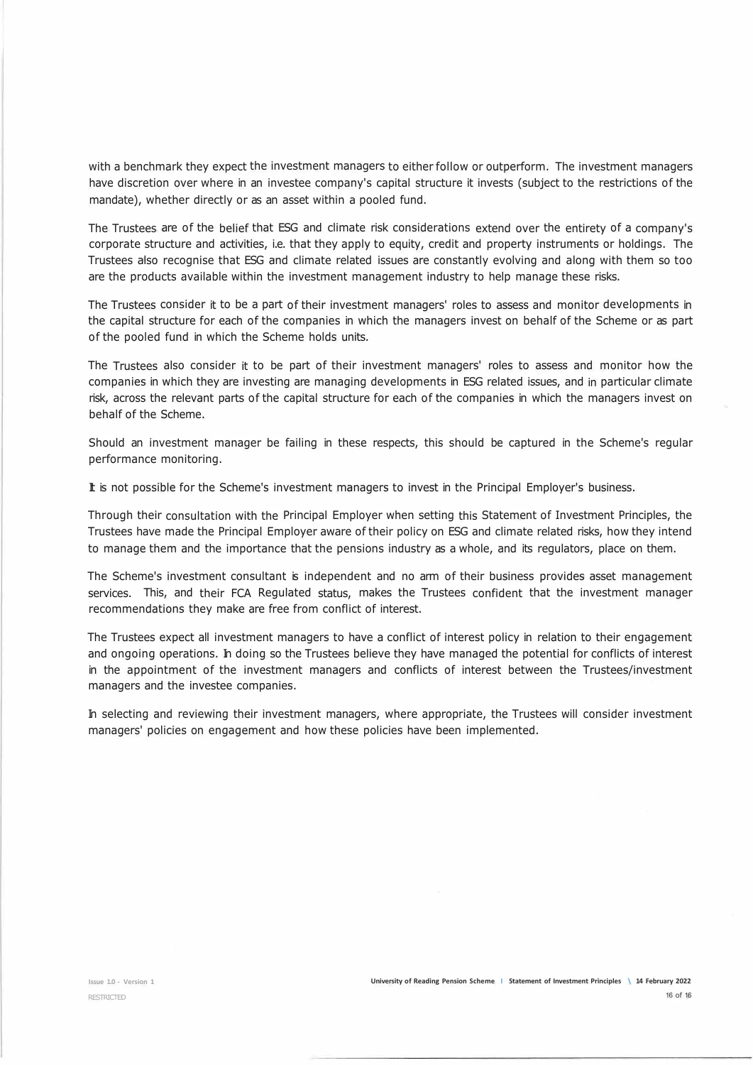with a benchmark they expect the investment managers to either follow or outperform. The investment managers have discretion over where in an investee company's capital structure it invests (subject to the restrictions of the mandate), whether directly or as an asset within a pooled fund.

The Trustees are of the belief that ESG and climate risk considerations extend over the entirety of a company's corporate structure and activities, i.e. that they apply to equity, credit and property instruments or holdings. The Trustees also recognise that ESG and climate related issues are constantly evolving and along with them so too are the products available within the investment management industry to help manage these risks.

The Trustees consider it to be a part of their investment managers' roles to assess and monitor developments in the capital structure for each of the companies in which the managers invest on behalf of the Scheme or as part of the pooled fund in which the Scheme holds units.

The Trustees also consider it to be part of their investment managers' roles to assess and monitor how the companies in which they are investing are managing developments in ESG related issues, and in particular climate risk, across the relevant parts of the capital structure for each of the companies in which the managers invest on behalf of the Scheme.

Should an investment manager be failing in these respects, this should be captured in the Scheme's regular performance monitoring.

It is not possible for the Scheme's investment managers to invest in the Principal Employer's business.

Through their consultation with the Principal Employer when setting this Statement of Investment Principles, the Trustees have made the Principal Employer aware of their policy on ESG and climate related risks, how they intend to manage them and the importance that the pensions industry as a whole, and its regulators, place on them.

The Scheme's investment consultant is independent and no arm of their business provides asset management services. This, and their FCA Regulated status, makes the Trustees confident that the investment manager recommendations they make are free from conflict of interest.

The Trustees expect all investment managers to have a conflict of interest policy in relation to their engagement and ongoing operations. In doing so the Trustees believe they have managed the potential for conflicts of interest in the appointment of the investment managers and conflicts of interest between the Trustees/investment managers and the investee companies.

In selecting and reviewing their investment managers, where appropriate, the Trustees will consider investment managers' policies on engagement and how these policies have been implemented.